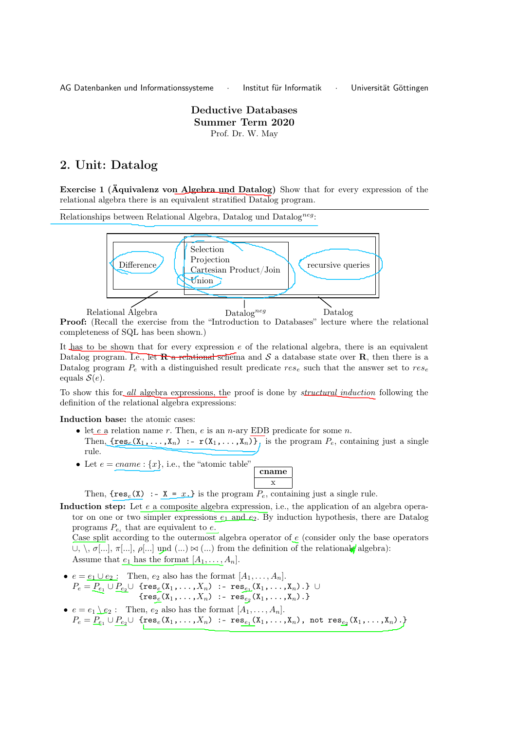AG Datenbanken und Informationssysteme · Institut für Informatik · Universität Göttingen

# Deductive Databases
## Summer Term 2020
Prof. Dr. W. May

## 2. Unit: Datalog

**Exercise 1 (Äquivalenz von Algebra und Datalog)** Show that for every expression of the relational algebra there is an equivalent stratified Datalog program.

---

Relationships between Relational Algebra, Datalog und Datalog$^{neg}$:

| Relational Algebra | Datalog$^{neg}$ | Datalog |
|---|---|---|
| Difference | Selection, Projection, Cartesian Product/Join, Union | recursive queries |

**Proof:** (Recall the exercise from the "Introduction to Databases" lecture where the relational completeness of SQL has been shown.)

It has to be shown that for every expression $e$ of the relational algebra, there is an equivalent Datalog program. I.e., let **R** a relational schema and $\mathcal{S}$ a database state over **R**, then there is a Datalog program $P_e$ with a distinguished result predicate $res_e$ such that the answer set to $res_e$ equals $\mathcal{S}(e)$.

To show this for *all* algebra expressions, the proof is done by *structural induction* following the definition of the relational algebra expressions:

**Induction base:** the atomic cases:

- let $e$ a relation name $r$. Then, $e$ is an $n$-ary EDB predicate for some $n$.
  Then, {res$_e$(X$_1$,...,X$_n$) :- r(X$_1$,...,X$_n$)}, is the program $P_e$, containing just a single rule.
- Let $e = cname : \{x\}$, i.e., the "atomic table"

  | cname |
  |---|
  | x |

  Then, {res$_e$(X) :- X = $x$.} is the program $P_e$, containing just a single rule.

**Induction step:** Let $e$ a composite algebra expression, i.e., the application of an algebra operator on one or two simpler expressions $e_1$ and $e_2$. By induction hypothesis, there are Datalog programs $P_{e_i}$ that are equivalent to $e$.
Case split according to the outermost algebra operator of $e$ (consider only the base operators $\cup$, $\setminus$, $\sigma[\ldots]$, $\pi[\ldots]$, $\rho[\ldots]$ und $(\ldots) \bowtie (\ldots)$ from the definition of the relational algebra):
Assume that $e_1$ has the format $[A_1, \ldots, A_n]$.

- $e = e_1 \cup e_2$ : Then, $e_2$ also has the format $[A_1, \ldots, A_n]$.
  $P_e = P_{e_1} \cup P_{e_2} \cup$ {res$_e$(X$_1$,...,$X_n$) :- res$_{e_1}$(X$_1$,...,X$_n$).} $\cup$
  {res$_e$(X$_1$,...,$X_n$) :- res$_{e_2}$(X$_1$,...,X$_n$).}
- $e = e_1 \setminus e_2$ : Then, $e_2$ also has the format $[A_1, \ldots, A_n]$.
  $P_e = P_{e_1} \cup P_{e_2} \cup$ {res$_e$(X$_1$,...,$X_n$) :- res$_{e_1}$(X$_1$,...,X$_n$), not res$_{e_2}$(X$_1$,...,X$_n$).}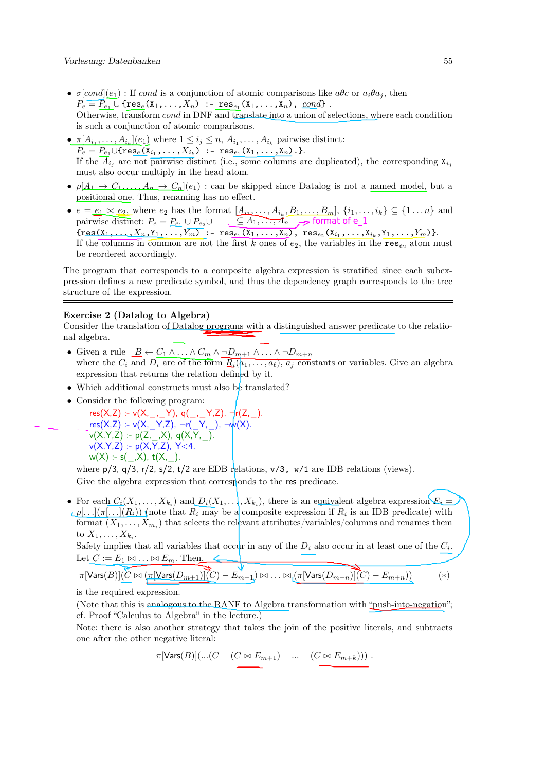- $\sigma[cond](e_1)$ : If *cond* is a conjunction of atomic comparisons like $a\theta c$ or $a_i\theta a_j$, then $P_e = P_{e_1} \cup \{$`res`$_e$`(X`$_1$`,...,X`$_n$`) :- res`$_{e_1}$`(X`$_1$`,...,X`$_n$`),` *cond*$\}$.
  Otherwise, transform *cond* in DNF and translate into a union of selections, where each condition is such a conjunction of atomic comparisons.
- $\pi[A_{i_1}, \ldots, A_{i_k}](e_1)$ where $1 \leq i_j \leq n$, $A_{i_1}, \ldots, A_{i_k}$ pairwise distinct:
  $P_e = P_{e_1} \cup \{$`res`$_e$`(X`$_{i_1}$`,...,X`$_{i_k}$`) :- res`$_{e_1}$`(X`$_1$`,...,X`$_n$`).`$\}$.
  If the $A_{i_j}$ are not pairwise distinct (i.e., some columns are duplicated), the corresponding `X`$_{i_j}$ must also occur multiply in the head atom.
- $\rho[A_1 \rightarrow C_1, \ldots, A_n \rightarrow C_n](e_1)$ : can be skipped since Datalog is not a named model, but a positional one. Thus, renaming has no effect.
- $e = e_1 \bowtie e_2$, where $e_2$ has the format $[A_{i_1}, \ldots, A_{i_k}, B_1, \ldots, B_m]$, $\{i_1, \ldots, i_k\} \subseteq \{1 \ldots n\}$ and pairwise distinct: $P_e = P_{e_1} \cup P_{e_2} \cup$
  $\{$`res(X`$_1$`,...,X`$_n$`,Y`$_1$`,...,Y`$_m$`) :- res`$_{e_1}$`(X`$_1$`,...,X`$_n$`), res`$_{e_2}$`(X`$_{i_1}$`,...,X`$_{i_k}$`,Y`$_1$`,...,Y`$_m$`)`$\}$.
  If the columns in common are not the first $k$ ones of $e_2$, the variables in the `res`$_{e_2}$ atom must be reordered accordingly.

The program that corresponds to a composite algebra expression is stratified since each subexpression defines a new predicate symbol, and thus the dependency graph corresponds to the tree structure of the expression.

---

**Exercise 2 (Datalog to Algebra)**

Consider the translation of Datalog programs with a distinguished answer predicate to the relational algebra.

- Given a rule $B \leftarrow C_1 \wedge \ldots \wedge C_m \wedge \neg D_{m+1} \wedge \ldots \wedge \neg D_{m+n}$ where the $C_i$ and $D_i$ are of the form $R_j(a_1, \ldots, a_\ell)$, $a_j$ constants or variables. Give an algebra expression that returns the relation defined by it.
- Which additional constructs must also be translated?
- Consider the following program:

```
res(X,Z) :- v(X,_,_Y), q(_,_Y,Z), ¬r(Z,_).
res(X,Z) :- v(X,_Y,Z), ¬r(_Y,_), ¬w(X).
v(X,Y,Z) :- p(Z,_,X), q(X,Y,_).
v(X,Y,Z) :- p(X,Y,Z), Y<4.
w(X) :- s(_,X), t(X,_).
```

  where `p/3`, `q/3`, `r/2`, `s/2`, `t/2` are EDB relations, `v/3`, `w/1` are IDB relations (views). Give the algebra expression that corresponds to the `res` predicate.

---

- For each $C_i(X_1, \ldots, X_{k_i})$ and $D_i(X_1, \ldots, X_{k_i})$, there is an equivalent algebra expression $E_i = \rho[\ldots](\pi[\ldots](R_i))$ (note that $R_i$ may be a composite expression if $R_i$ is an IDB predicate) with format $(X_1, \ldots, X_{m_i})$ that selects the relevant attributes/variables/columns and renames them to $X_1, \ldots, X_{k_i}$.
  Safety implies that all variables that occur in any of the $D_i$ also occur in at least one of the $C_i$.
  Let $C := E_1 \bowtie \ldots \bowtie E_m$. Then,

$$\pi[\mathsf{Vars}(B)](C \bowtie (\pi[\mathsf{Vars}(D_{m+1})](C) - E_{m+1}) \bowtie \ldots \bowtie (\pi[\mathsf{Vars}(D_{m+n})](C) - E_{m+n})) \qquad (*)$$

  is the required expression.
  (Note that this is analogous to the RANF to Algebra transformation with "push-into-negation"; cf. Proof "Calculus to Algebra" in the lecture.)
  Note: there is also another strategy that takes the join of the positive literals, and subtracts one after the other negative literal:

$$\pi[\mathsf{Vars}(B)](\ldots(C - (C \bowtie E_{m+1}) - \ldots - (C \bowtie E_{m+k}))) .$$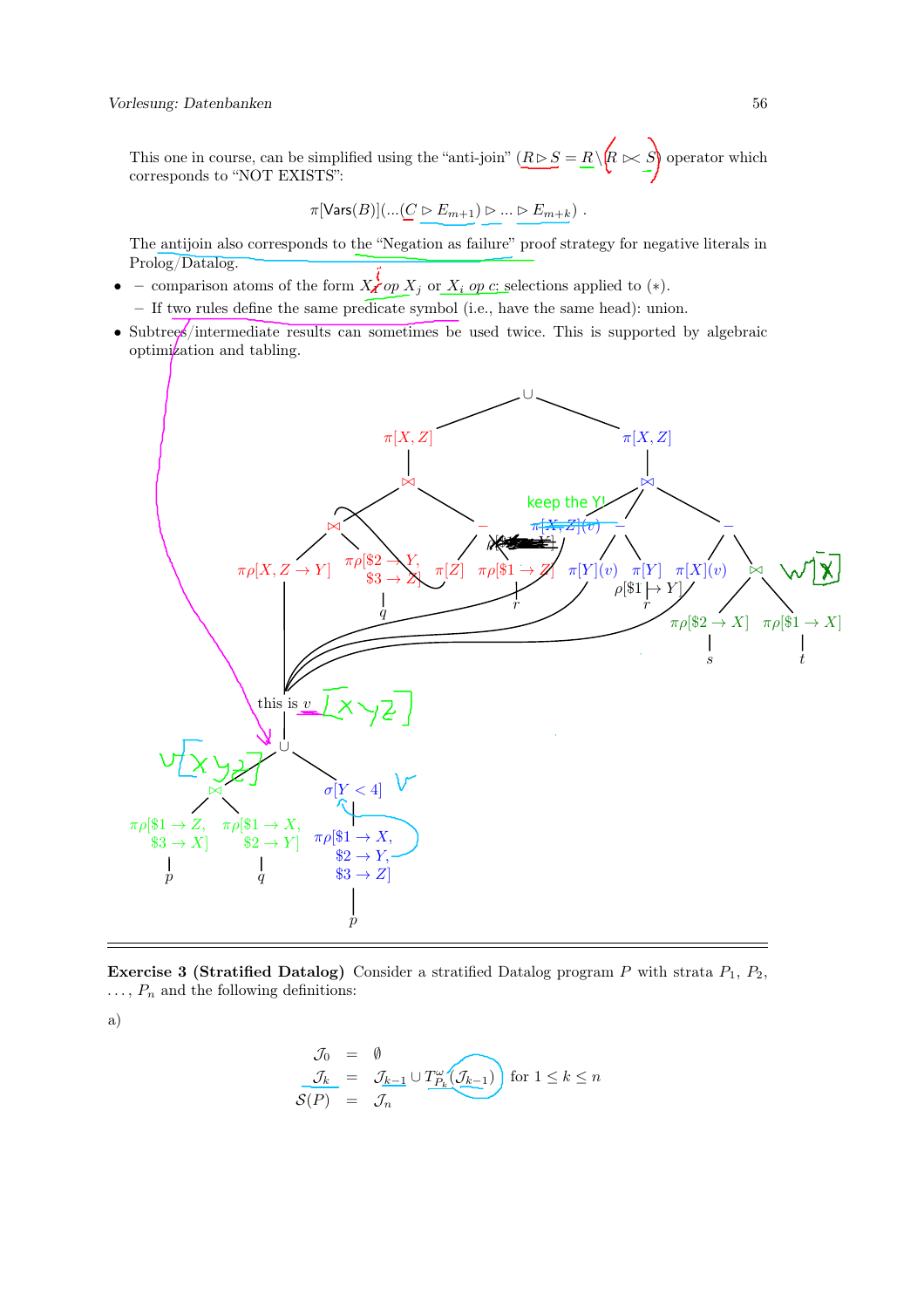This one in course, can be simplified using the "anti-join" ($R \triangleright S = R \setminus (R \ltimes S)$) operator which corresponds to "NOT EXISTS":

$$\pi[\mathsf{Vars}(B)](\ldots(C \triangleright E_{m+1}) \triangleright \ldots \triangleright E_{m+k}) \ .$$

The antijoin also corresponds to the "Negation as failure" proof strategy for negative literals in Prolog/Datalog.

- – comparison atoms of the form $X_i$ *op* $X_j$ or $X_i$ *op* $c$: selections applied to (∗).
  – If two rules define the same predicate symbol (i.e., have the same head): union.
- Subtrees/intermediate results can sometimes be used twice. This is supported by algebraic optimization and tabling.

---

**Exercise 3 (Stratified Datalog)** Consider a stratified Datalog program $P$ with strata $P_1$, $P_2$, $\ldots$, $P_n$ and the following definitions:

a)

$$\begin{aligned}
\mathcal{J}_0 &= \emptyset \\
\mathcal{J}_k &= \mathcal{J}_{k-1} \cup T^{\omega}_{P_k}(\mathcal{J}_{k-1}) \quad \text{for } 1 \leq k \leq n \\
\mathcal{S}(P) &= \mathcal{J}_n
\end{aligned}$$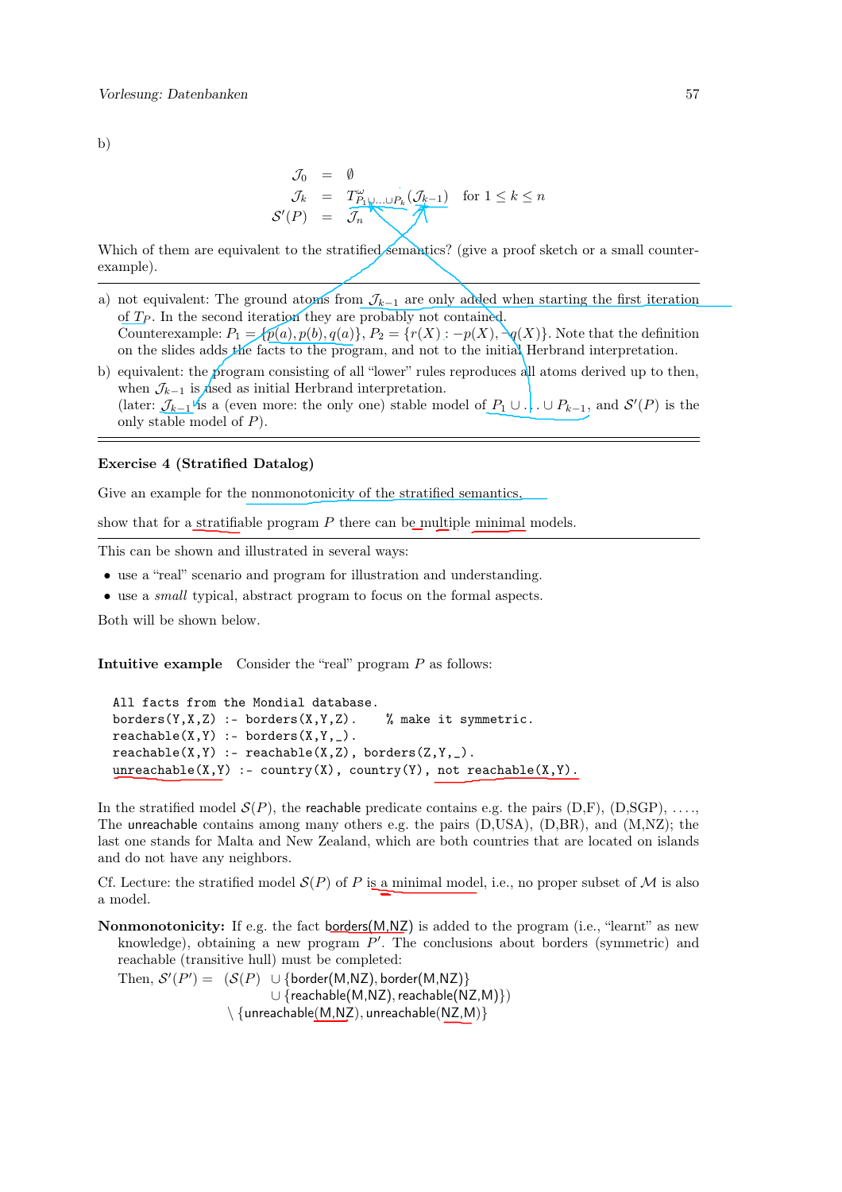b)

$$
\begin{aligned}
\mathcal{J}_0 &= \emptyset \\
\mathcal{J}_k &= T^{\omega}_{P_1 \cup \ldots \cup P_k}(\mathcal{J}_{k-1}) \quad \text{for } 1 \leq k \leq n \\
\mathcal{S}'(P) &= \mathcal{J}_n
\end{aligned}
$$

Which of them are equivalent to the stratified semantics? (give a proof sketch or a small counter-example).

---

a) not equivalent: The ground atoms from $\mathcal{J}_{k-1}$ are only added when starting the first iteration of $T_P$. In the second iteration they are probably not contained.
Counterexample: $P_1 = \{p(a), p(b), q(a)\}$, $P_2 = \{r(X) : -p(X), \neg q(X)\}$. Note that the definition on the slides adds the facts to the program, and not to the initial Herbrand interpretation.

b) equivalent: the program consisting of all "lower" rules reproduces all atoms derived up to then, when $\mathcal{J}_{k-1}$ is used as initial Herbrand interpretation.
(later: $\mathcal{J}_{k-1}$ is a (even more: the only one) stable model of $P_1 \cup \ldots \cup P_{k-1}$, and $\mathcal{S}'(P)$ is the only stable model of $P$).

---

**Exercise 4 (Stratified Datalog)**

Give an example for the nonmonotonicity of the stratified semantics,

show that for a stratifiable program $P$ there can be multiple minimal models.

---

This can be shown and illustrated in several ways:

- use a "real" scenario and program for illustration and understanding.
- use a *small* typical, abstract program to focus on the formal aspects.

Both will be shown below.

**Intuitive example** Consider the "real" program $P$ as follows:

```
All facts from the Mondial database.
borders(Y,X,Z) :- borders(X,Y,Z).    % make it symmetric.
reachable(X,Y) :- borders(X,Y,_).
reachable(X,Y) :- reachable(X,Z), borders(Z,Y,_).
unreachable(X,Y) :- country(X), country(Y), not reachable(X,Y).
```

In the stratified model $\mathcal{S}(P)$, the reachable predicate contains e.g. the pairs (D,F), (D,SGP), ..., The unreachable contains among many others e.g. the pairs (D,USA), (D,BR), and (M,NZ); the last one stands for Malta and New Zealand, which are both countries that are located on islands and do not have any neighbors.

Cf. Lecture: the stratified model $\mathcal{S}(P)$ of $P$ is a minimal model, i.e., no proper subset of $\mathcal{M}$ is also a model.

**Nonmonotonicity:** If e.g. the fact borders(M,NZ) is added to the program (i.e., "learnt" as new knowledge), obtaining a new program $P'$. The conclusions about borders (symmetric) and reachable (transitive hull) must be completed:

Then, $\mathcal{S}'(P') = (\mathcal{S}(P) \cup \{\text{border(M,NZ)}, \text{border(M,NZ)}\}$
$\cup \{\text{reachable(M,NZ)}, \text{reachable(NZ,M)}\})$
$\setminus \{\text{unreachable(M,NZ)}, \text{unreachable(NZ,M)}\}$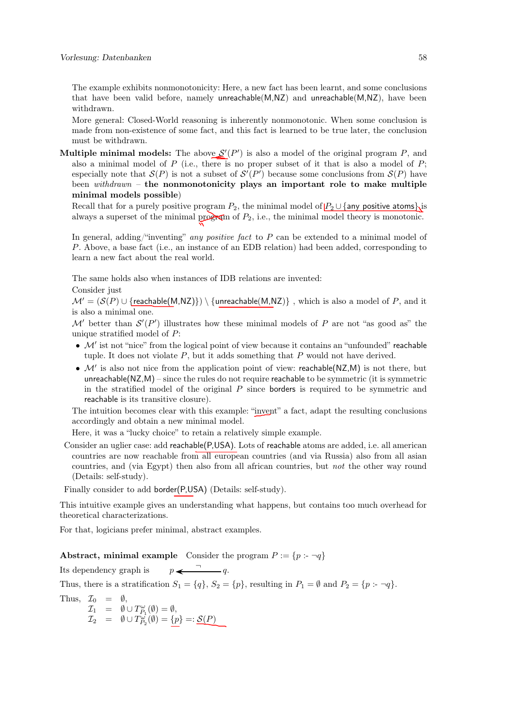The example exhibits nonmonotonicity: Here, a new fact has been learnt, and some conclusions that have been valid before, namely unreachable(M,NZ) and unreachable(M,NZ), have been withdrawn.

More general: Closed-World reasoning is inherently nonmonotonic. When some conclusion is made from non-existence of some fact, and this fact is learned to be true later, the conclusion must be withdrawn.

**Multiple minimal models:** The above $\mathcal{S}'(P')$ is also a model of the original program $P$, and also a minimal model of $P$ (i.e., there is no proper subset of it that is also a model of $P$; especially note that $\mathcal{S}(P)$ is not a subset of $\mathcal{S}'(P')$ because some conclusions from $\mathcal{S}(P)$ have been *withdrawn* – **the nonmonotonicity plays an important role to make multiple minimal models possible**)

Recall that for a purely positive program $P_2$, the minimal model of $P_2 \cup$ {any positive atoms} is always a superset of the minimal program of $P_2$, i.e., the minimal model theory is monotonic.

In general, adding/"inventing" *any positive fact* to $P$ can be extended to a minimal model of $P$. Above, a base fact (i.e., an instance of an EDB relation) had been added, corresponding to learn a new fact about the real world.

The same holds also when instances of IDB relations are invented:

Consider just
$\mathcal{M}' = (\mathcal{S}(P) \cup \{\text{reachable(M,NZ)}\}) \setminus \{\text{unreachable(M,NZ)}\}$ , which is also a model of $P$, and it is also a minimal one.

$\mathcal{M}'$ better than $\mathcal{S}'(P')$ illustrates how these minimal models of $P$ are not "as good as" the unique stratified model of $P$:

- $\mathcal{M}'$ ist not "nice" from the logical point of view because it contains an "unfounded" reachable tuple. It does not violate $P$, but it adds something that $P$ would not have derived.
- $\mathcal{M}'$ is also not nice from the application point of view: reachable(NZ,M) is not there, but unreachable(NZ,M) – since the rules do not require reachable to be symmetric (it is symmetric in the stratified model of the original $P$ since borders is required to be symmetric and reachable is its transitive closure).

The intuition becomes clear with this example: "invent" a fact, adapt the resulting conclusions accordingly and obtain a new minimal model.

Here, it was a "lucky choice" to retain a relatively simple example.

Consider an uglier case: add reachable(P,USA). Lots of reachable atoms are added, i.e. all american countries are now reachable from all european countries (and via Russia) also from all asian countries, and (via Egypt) then also from all african countries, but *not* the other way round (Details: self-study).

Finally consider to add border(P,USA) (Details: self-study).

This intuitive example gives an understanding what happens, but contains too much overhead for theoretical characterizations.

For that, logicians prefer minimal, abstract examples.

**Abstract, minimal example** Consider the program $P := \{p \text{ :- } \neg q\}$

Its dependency graph is $p \xleftarrow{\neg} q$.

Thus, there is a stratification $S_1 = \{q\}$, $S_2 = \{p\}$, resulting in $P_1 = \emptyset$ and $P_2 = \{p \text{ :- } \neg q\}$.

Thus,
$$
\begin{aligned}
\mathcal{I}_0 &= \emptyset,\\
\mathcal{I}_1 &= \emptyset \cup T^{\omega}_{P_1}(\emptyset) = \emptyset,\\
\mathcal{I}_2 &= \emptyset \cup T^{\omega}_{P_2}(\emptyset) = \{p\} =: \mathcal{S}(P)
\end{aligned}
$$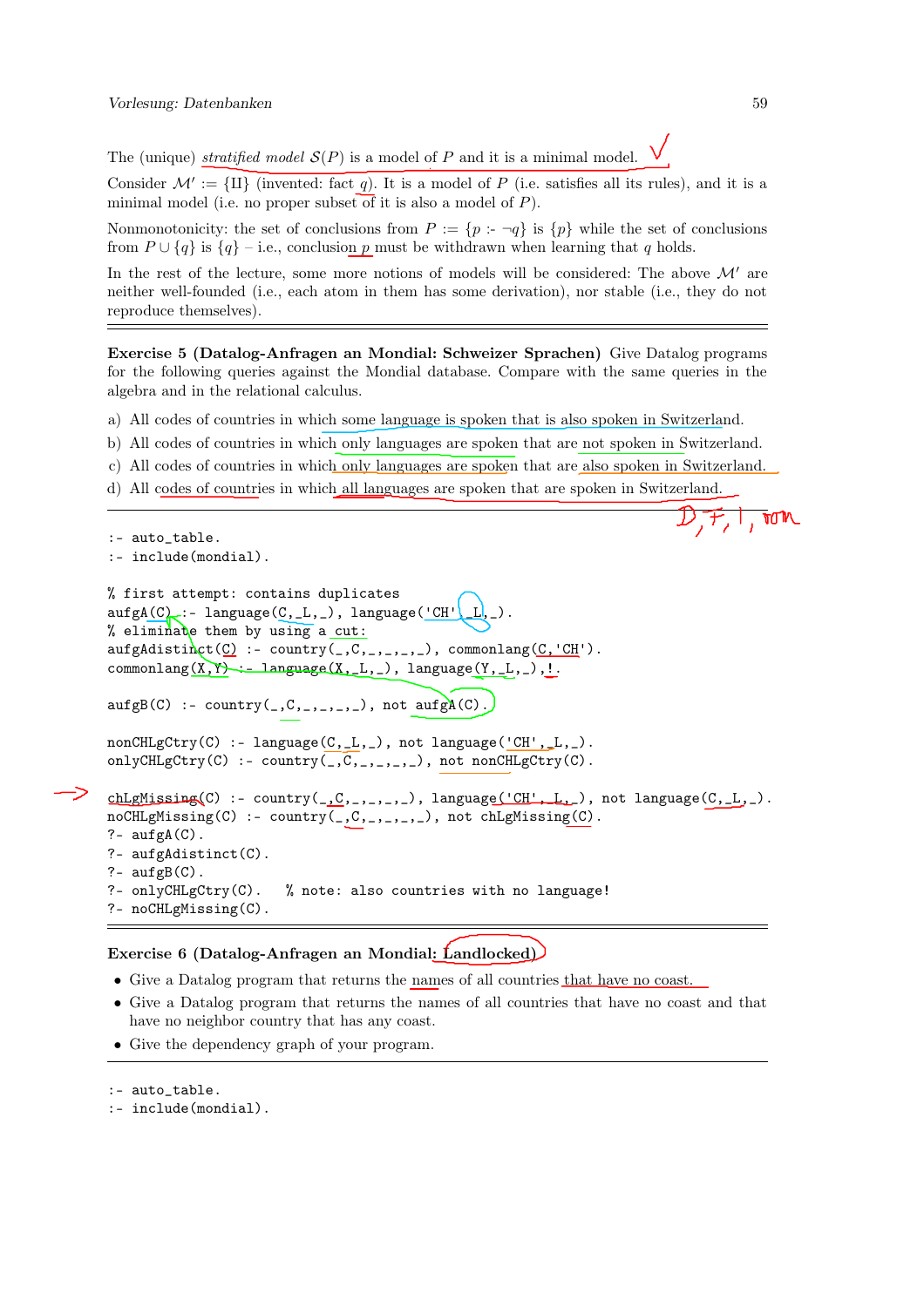The (unique) *stratified model* $\mathcal{S}(P)$ is a model of $P$ and it is a minimal model.

Consider $\mathcal{M}' := \{\text{II}\}$ (invented: fact $q$). It is a model of $P$ (i.e. satisfies all its rules), and it is a minimal model (i.e. no proper subset of it is also a model of $P$).

Nonmonotonicity: the set of conclusions from $P := \{p \text{ :- } \neg q\}$ is $\{p\}$ while the set of conclusions from $P \cup \{q\}$ is $\{q\}$ – i.e., conclusion $p$ must be withdrawn when learning that $q$ holds.

In the rest of the lecture, some more notions of models will be considered: The above $\mathcal{M}'$ are neither well-founded (i.e., each atom in them has some derivation), nor stable (i.e., they do not reproduce themselves).

---

**Exercise 5 (Datalog-Anfragen an Mondial: Schweizer Sprachen)** Give Datalog programs for the following queries against the Mondial database. Compare with the same queries in the algebra and in the relational calculus.

a) All codes of countries in which some language is spoken that is also spoken in Switzerland.

b) All codes of countries in which only languages are spoken that are not spoken in Switzerland.

c) All codes of countries in which only languages are spoken that are also spoken in Switzerland.

d) All codes of countries in which all languages are spoken that are spoken in Switzerland.

---

```
:- auto_table.
:- include(mondial).

% first attempt: contains duplicates
aufgA(C) :- language(C,_L,_), language('CH',_L,_).
% eliminate them by using a cut:
aufgAdistinct(C) :- country(_,C,_,_,_,_), commonlang(C,'CH').
commonlang(X,Y) :- language(X,_L,_), language(Y,_L,_),!.

aufgB(C) :- country(_,C,_,_,_,_), not aufgA(C).

nonCHLgCtry(C) :- language(C,_L,_), not language('CH',_L,_).
onlyCHLgCtry(C) :- country(_,C,_,_,_,_), not nonCHLgCtry(C).

chLgMissing(C) :- country(_,C,_,_,_,_), language('CH',_L,_), not language(C,_L,_).
noCHLgMissing(C) :- country(_,C,_,_,_,_), not chLgMissing(C).
?- aufgA(C).
?- aufgAdistinct(C).
?- aufgB(C).
?- onlyCHLgCtry(C).   % note: also countries with no language!
?- noCHLgMissing(C).
```

---

**Exercise 6 (Datalog-Anfragen an Mondial: Landlocked)**

- Give a Datalog program that returns the names of all countries that have no coast.
- Give a Datalog program that returns the names of all countries that have no coast and that have no neighbor country that has any coast.
- Give the dependency graph of your program.

---

```
:- auto_table.
:- include(mondial).
```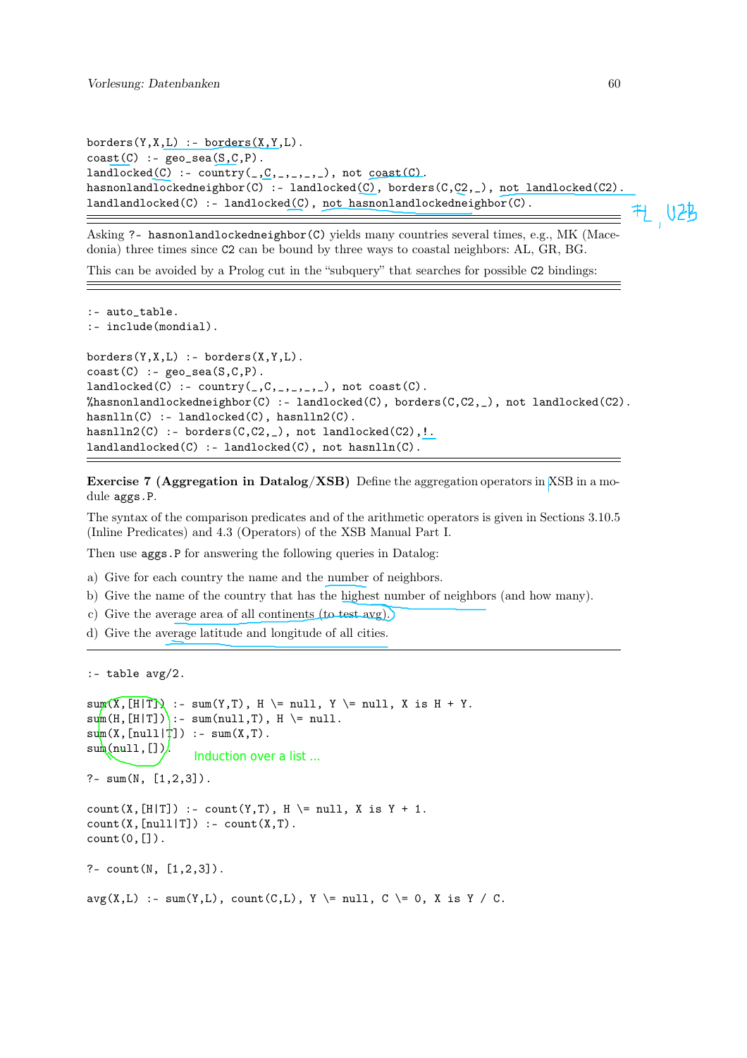```
borders(Y,X,L) :- borders(X,Y,L).
coast(C) :- geo_sea(S,C,P).
landlocked(C) :- country(_,C,_,_,_,_), not coast(C).
hasnonlandlockedneighbor(C) :- landlocked(C), borders(C,C2,_), not landlocked(C2).
landlandlocked(C) :- landlocked(C), not hasnonlandlockedneighbor(C).
```

Asking `?- hasnonlandlockedneighbor(C)` yields many countries several times, e.g., MK (Macedonia) three times since C2 can be bound by three ways to coastal neighbors: AL, GR, BG.

This can be avoided by a Prolog cut in the "subquery" that searches for possible C2 bindings:

```
:- auto_table.
:- include(mondial).

borders(Y,X,L) :- borders(X,Y,L).
coast(C) :- geo_sea(S,C,P).
landlocked(C) :- country(_,C,_,_,_,_), not coast(C).
%hasnonlandlockedneighbor(C) :- landlocked(C), borders(C,C2,_), not landlocked(C2).
hasnlln(C) :- landlocked(C), hasnlln2(C).
hasnlln2(C) :- borders(C,C2,_), not landlocked(C2),!.
landlandlocked(C) :- landlocked(C), not hasnlln(C).
```

**Exercise 7 (Aggregation in Datalog/XSB)** Define the aggregation operators in XSB in a module `aggs.P`.

The syntax of the comparison predicates and of the arithmetic operators is given in Sections 3.10.5 (Inline Predicates) and 4.3 (Operators) of the XSB Manual Part I.

Then use `aggs.P` for answering the following queries in Datalog:

a) Give for each country the name and the number of neighbors.

b) Give the name of the country that has the highest number of neighbors (and how many).

c) Give the average area of all continents (to test avg).

d) Give the average latitude and longitude of all cities.

```
:- table avg/2.

sum(X,[H|T]) :- sum(Y,T), H \= null, Y \= null, X is H + Y.
sum(H,[H|T]) :- sum(null,T), H \= null.
sum(X,[null|T]) :- sum(X,T).
sum(null,[]).

?- sum(N, [1,2,3]).

count(X,[H|T]) :- count(Y,T), H \= null, X is Y + 1.
count(X,[null|T]) :- count(X,T).
count(0,[]).

?- count(N, [1,2,3]).

avg(X,L) :- sum(Y,L), count(C,L), Y \= null, C \= 0, X is Y / C.
```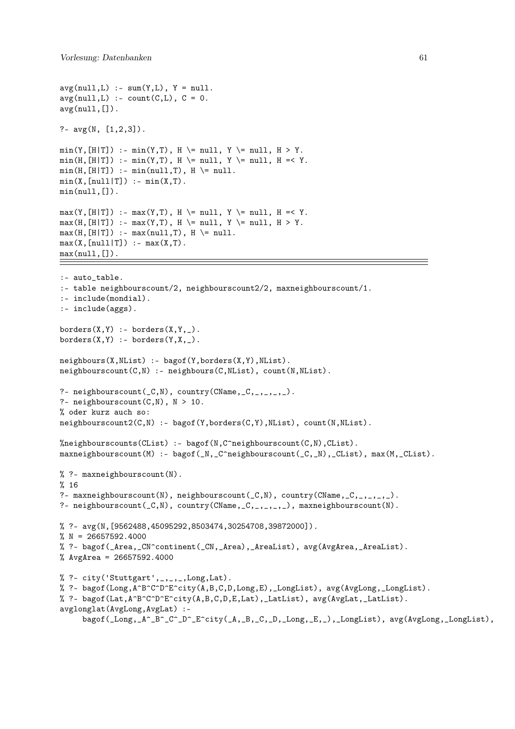```
avg(null,L) :- sum(Y,L), Y = null.
avg(null,L) :- count(C,L), C = 0.
avg(null,[]).

?- avg(N, [1,2,3]).

min(Y,[H|T]) :- min(Y,T), H \= null, Y \= null, H > Y.
min(H,[H|T]) :- min(Y,T), H \= null, Y \= null, H =< Y.
min(H,[H|T]) :- min(null,T), H \= null.
min(X,[null|T]) :- min(X,T).
min(null,[]).

max(Y,[H|T]) :- max(Y,T), H \= null, Y \= null, H =< Y.
max(H,[H|T]) :- max(Y,T), H \= null, Y \= null, H > Y.
max(H,[H|T]) :- max(null,T), H \= null.
max(X,[null|T]) :- max(X,T).
max(null,[]).
```

---

```
:- auto_table.
:- table neighbourscount/2, neighbourscount2/2, maxneighbourscount/1.
:- include(mondial).
:- include(aggs).

borders(X,Y) :- borders(X,Y,_).
borders(X,Y) :- borders(Y,X,_).

neighbours(X,NList) :- bagof(Y,borders(X,Y),NList).
neighbourscount(C,N) :- neighbours(C,NList), count(N,NList).

?- neighbourscount(_C,N), country(CName,_C,_,_,_,_).
?- neighbourscount(C,N), N > 10.
% oder kurz auch so:
neighbourscount2(C,N) :- bagof(Y,borders(C,Y),NList), count(N,NList).

%neighbourscounts(CList) :- bagof(N,C^neighbourscount(C,N),CList).
maxneighbourscount(M) :- bagof(_N,_C^neighbourscount(_C,_N),_CList), max(M,_CList).

% ?- maxneighbourscount(N).
% 16
?- maxneighbourscount(N), neighbourscount(_C,N), country(CName,_C,_,_,_,_).
?- neighbourscount(_C,N), country(CName,_C,_,_,_,_), maxneighbourscount(N).

% ?- avg(N,[9562488,45095292,8503474,30254708,39872000]).
% N = 26657592.4000
% ?- bagof(_Area,_CN^continent(_CN,_Area),_AreaList), avg(AvgArea,_AreaList).
% AvgArea = 26657592.4000

% ?- city('Stuttgart',_,_,_,Long,Lat).
% ?- bagof(Long,A^B^C^D^E^city(A,B,C,D,Long,E),_LongList), avg(AvgLong,_LongList).
% ?- bagof(Lat,A^B^C^D^E^city(A,B,C,D,E,Lat),_LatList), avg(AvgLat,_LatList).
avglonglat(AvgLong,AvgLat) :-
     bagof(_Long,_A^_B^_C^_D^_E^city(_A,_B,_C,_D,_Long,_E,_),_LongList), avg(AvgLong,_LongList),
```